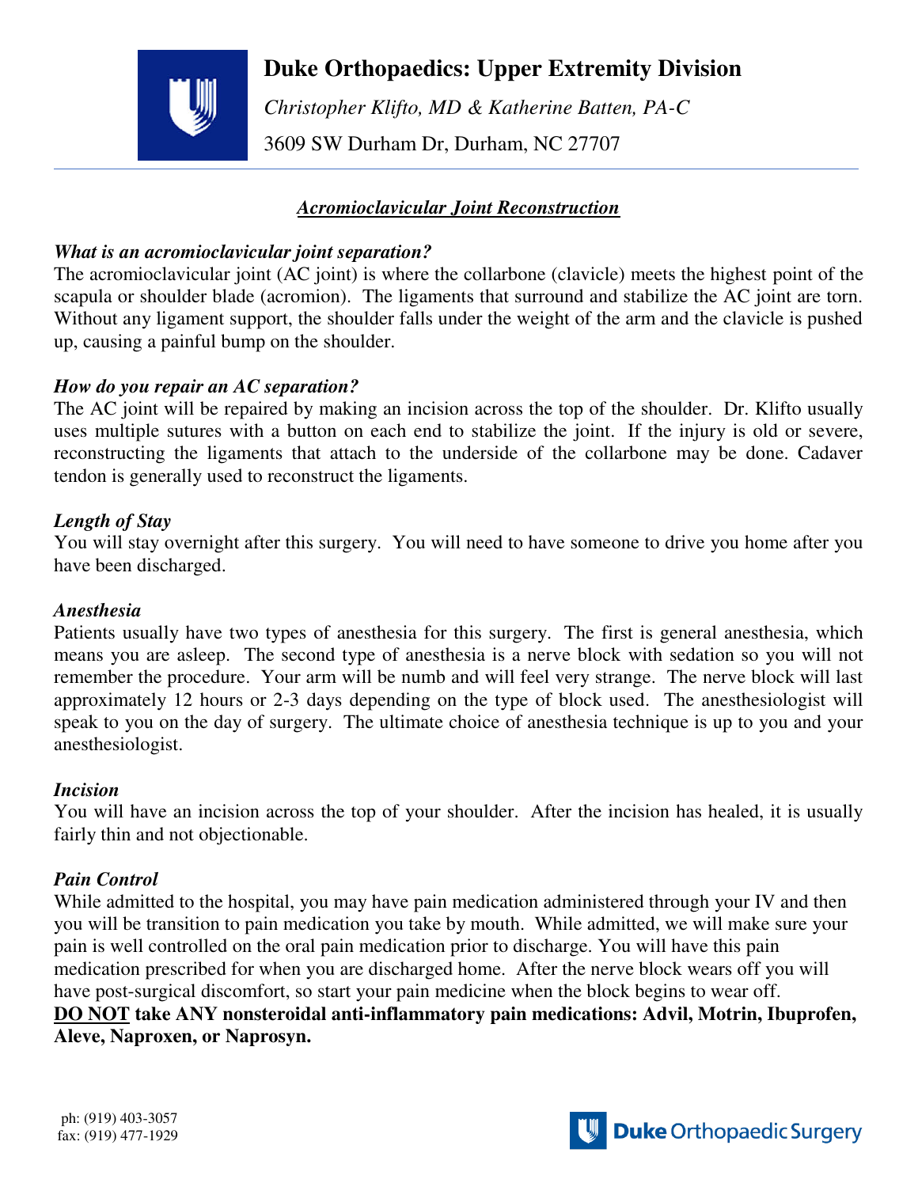# Duke Orthopaedics: Upper Extremity Division

*Christopher Klifto, MD & Katherine Batten, PA-C*

3609 SW Durham Dr, Durham, NC 27707

## ***Acromioclavicular Joint Reconstruction***

***What is an acromioclavicular joint separation?***

The acromioclavicular joint (AC joint) is where the collarbone (clavicle) meets the highest point of the scapula or shoulder blade (acromion). The ligaments that surround and stabilize the AC joint are torn. Without any ligament support, the shoulder falls under the weight of the arm and the clavicle is pushed up, causing a painful bump on the shoulder.

***How do you repair an AC separation?***

The AC joint will be repaired by making an incision across the top of the shoulder. Dr. Klifto usually uses multiple sutures with a button on each end to stabilize the joint. If the injury is old or severe, reconstructing the ligaments that attach to the underside of the collarbone may be done. Cadaver tendon is generally used to reconstruct the ligaments.

***Length of Stay***

You will stay overnight after this surgery. You will need to have someone to drive you home after you have been discharged.

***Anesthesia***

Patients usually have two types of anesthesia for this surgery. The first is general anesthesia, which means you are asleep. The second type of anesthesia is a nerve block with sedation so you will not remember the procedure. Your arm will be numb and will feel very strange. The nerve block will last approximately 12 hours or 2-3 days depending on the type of block used. The anesthesiologist will speak to you on the day of surgery. The ultimate choice of anesthesia technique is up to you and your anesthesiologist.

***Incision***

You will have an incision across the top of your shoulder. After the incision has healed, it is usually fairly thin and not objectionable.

***Pain Control***

While admitted to the hospital, you may have pain medication administered through your IV and then you will be transition to pain medication you take by mouth. While admitted, we will make sure your pain is well controlled on the oral pain medication prior to discharge. You will have this pain medication prescribed for when you are discharged home. After the nerve block wears off you will have post-surgical discomfort, so start your pain medicine when the block begins to wear off.

**DO NOT take ANY nonsteroidal anti-inflammatory pain medications: Advil, Motrin, Ibuprofen, Aleve, Naproxen, or Naprosyn.**

ph: (919) 403-3057
fax: (919) 477-1929

Duke Orthopaedic Surgery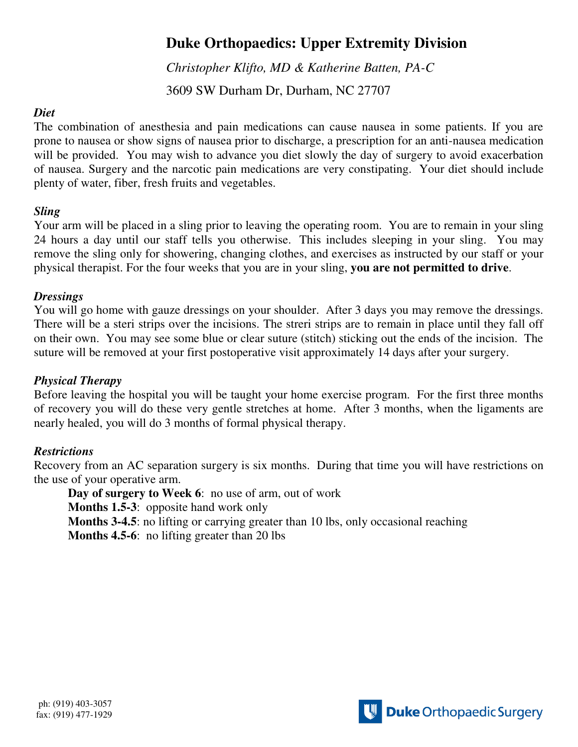# Duke Orthopaedics: Upper Extremity Division

*Christopher Klifto, MD & Katherine Batten, PA-C*

3609 SW Durham Dr, Durham, NC 27707

### *Diet*

The combination of anesthesia and pain medications can cause nausea in some patients. If you are prone to nausea or show signs of nausea prior to discharge, a prescription for an anti-nausea medication will be provided. You may wish to advance you diet slowly the day of surgery to avoid exacerbation of nausea. Surgery and the narcotic pain medications are very constipating. Your diet should include plenty of water, fiber, fresh fruits and vegetables.

### *Sling*

Your arm will be placed in a sling prior to leaving the operating room. You are to remain in your sling 24 hours a day until our staff tells you otherwise. This includes sleeping in your sling. You may remove the sling only for showering, changing clothes, and exercises as instructed by our staff or your physical therapist. For the four weeks that you are in your sling, **you are not permitted to drive**.

### *Dressings*

You will go home with gauze dressings on your shoulder. After 3 days you may remove the dressings. There will be a steri strips over the incisions. The streri strips are to remain in place until they fall off on their own. You may see some blue or clear suture (stitch) sticking out the ends of the incision. The suture will be removed at your first postoperative visit approximately 14 days after your surgery.

### *Physical Therapy*

Before leaving the hospital you will be taught your home exercise program. For the first three months of recovery you will do these very gentle stretches at home. After 3 months, when the ligaments are nearly healed, you will do 3 months of formal physical therapy.

### *Restrictions*

Recovery from an AC separation surgery is six months. During that time you will have restrictions on the use of your operative arm.

- **Day of surgery to Week 6**: no use of arm, out of work
- **Months 1.5-3**: opposite hand work only
- **Months 3-4.5**: no lifting or carrying greater than 10 lbs, only occasional reaching
- **Months 4.5-6**: no lifting greater than 20 lbs

ph: (919) 403-3057
fax: (919) 477-1929

Duke Orthopaedic Surgery